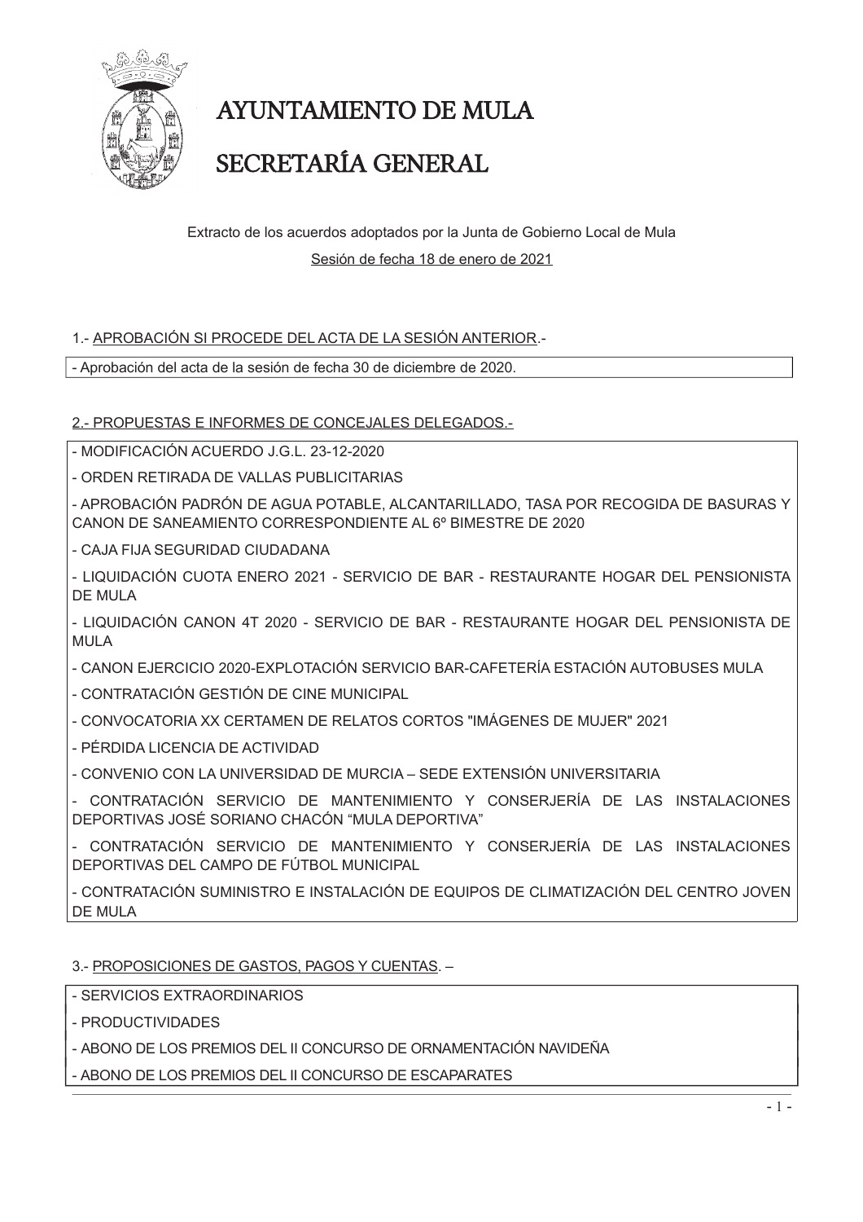# AYUNTAMIENTO DE MULA

# SECRETARÍA GENERAL

Extracto de los acuerdos adoptados por la Junta de Gobierno Local de Mula

Sesión de fecha 18 de enero de 2021

## 1.- APROBACIÓN SI PROCEDE DEL ACTA DE LA SESIÓN ANTERIOR.-

- Aprobación del acta de la sesión de fecha 30 de diciembre de 2020.

## 2.- PROPUESTAS E INFORMES DE CONCEJALES DELEGADOS.-

- MODIFICACIÓN ACUERDO J.G.L. 23-12-2020
- ORDEN RETIRADA DE VALLAS PUBLICITARIAS
- APROBACIÓN PADRÓN DE AGUA POTABLE, ALCANTARILLADO, TASA POR RECOGIDA DE BASURAS Y CANON DE SANEAMIENTO CORRESPONDIENTE AL 6º BIMESTRE DE 2020
- CAJA FIJA SEGURIDAD CIUDADANA
- LIQUIDACIÓN CUOTA ENERO 2021 - SERVICIO DE BAR - RESTAURANTE HOGAR DEL PENSIONISTA DE MULA
- LIQUIDACIÓN CANON 4T 2020 - SERVICIO DE BAR - RESTAURANTE HOGAR DEL PENSIONISTA DE MULA
- CANON EJERCICIO 2020-EXPLOTACIÓN SERVICIO BAR-CAFETERÍA ESTACIÓN AUTOBUSES MULA
- CONTRATACIÓN GESTIÓN DE CINE MUNICIPAL
- CONVOCATORIA XX CERTAMEN DE RELATOS CORTOS "IMÁGENES DE MUJER" 2021
- PÉRDIDA LICENCIA DE ACTIVIDAD
- CONVENIO CON LA UNIVERSIDAD DE MURCIA – SEDE EXTENSIÓN UNIVERSITARIA
- CONTRATACIÓN SERVICIO DE MANTENIMIENTO Y CONSERJERÍA DE LAS INSTALACIONES DEPORTIVAS JOSÉ SORIANO CHACÓN "MULA DEPORTIVA"
- CONTRATACIÓN SERVICIO DE MANTENIMIENTO Y CONSERJERÍA DE LAS INSTALACIONES DEPORTIVAS DEL CAMPO DE FÚTBOL MUNICIPAL
- CONTRATACIÓN SUMINISTRO E INSTALACIÓN DE EQUIPOS DE CLIMATIZACIÓN DEL CENTRO JOVEN DE MULA

## 3.- PROPOSICIONES DE GASTOS, PAGOS Y CUENTAS. –

- SERVICIOS EXTRAORDINARIOS
- PRODUCTIVIDADES
- ABONO DE LOS PREMIOS DEL II CONCURSO DE ORNAMENTACIÓN NAVIDEÑA
- ABONO DE LOS PREMIOS DEL II CONCURSO DE ESCAPARATES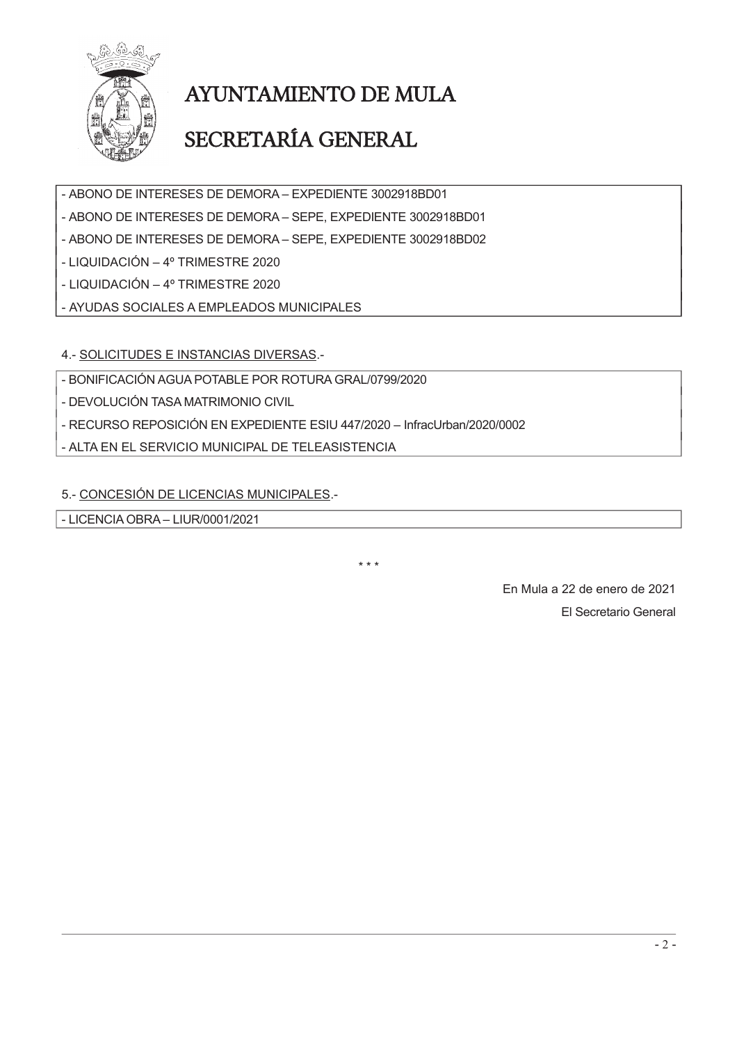- ABONO DE INTERESES DE DEMORA – EXPEDIENTE 3002918BD01
- ABONO DE INTERESES DE DEMORA – SEPE, EXPEDIENTE 3002918BD01
- ABONO DE INTERESES DE DEMORA – SEPE, EXPEDIENTE 3002918BD02
- LIQUIDACIÓN – 4º TRIMESTRE 2020
- LIQUIDACIÓN – 4º TRIMESTRE 2020
- AYUDAS SOCIALES A EMPLEADOS MUNICIPALES

4.- <u>SOLICITUDES E INSTANCIAS DIVERSAS</u>.-

- BONIFICACIÓN AGUA POTABLE POR ROTURA GRAL/0799/2020
- DEVOLUCIÓN TASA MATRIMONIO CIVIL
- RECURSO REPOSICIÓN EN EXPEDIENTE ESIU 447/2020 – InfracUrban/2020/0002
- ALTA EN EL SERVICIO MUNICIPAL DE TELEASISTENCIA

5.- <u>CONCESIÓN DE LICENCIAS MUNICIPALES</u>.-

- LICENCIA OBRA – LIUR/0001/2021

\* \* \*

En Mula a 22 de enero de 2021

El Secretario General